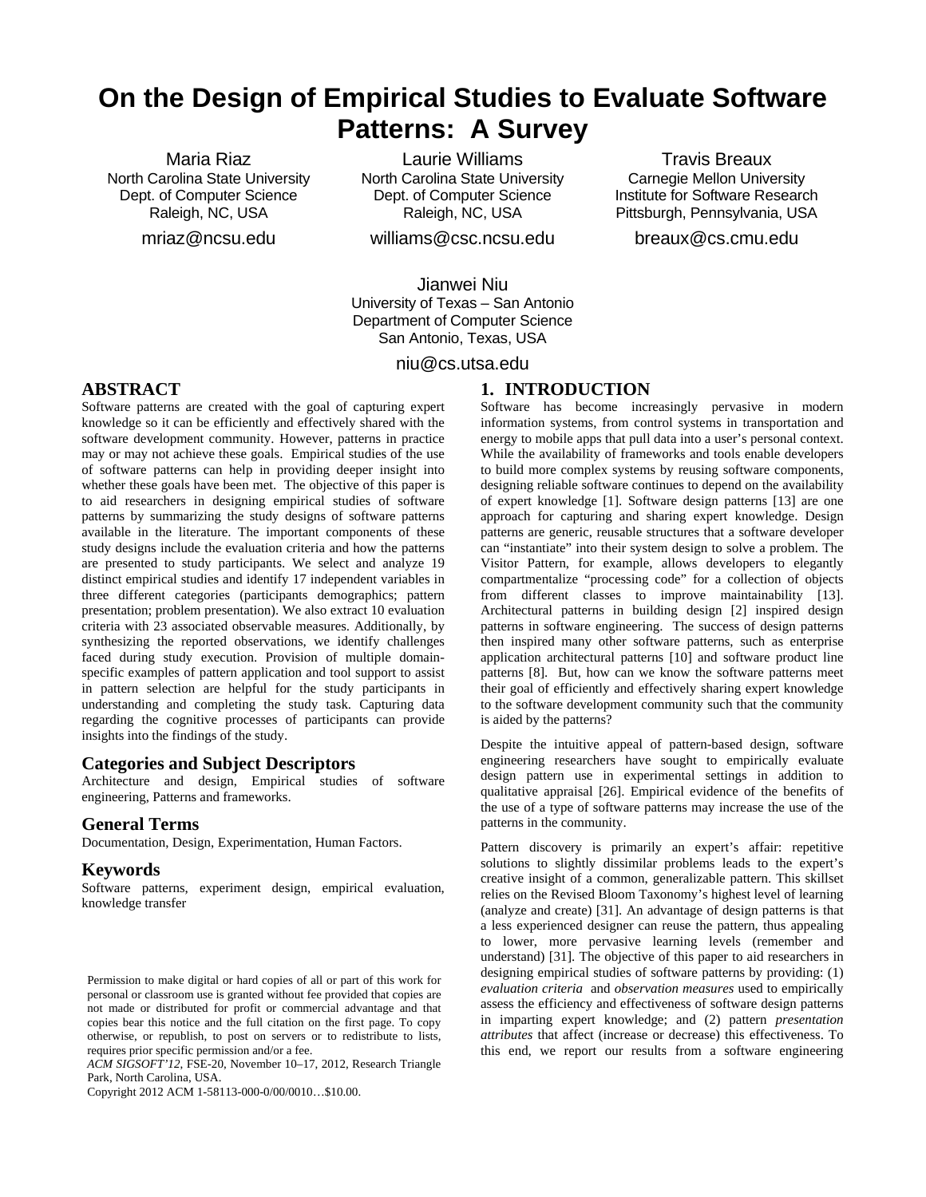# On the Design of Empirical Studies to Evaluate Software Patterns: A Survey

Maria Riaz
North Carolina State University
Dept. of Computer Science
Raleigh, NC, USA
mriaz@ncsu.edu

Laurie Williams
North Carolina State University
Dept. of Computer Science
Raleigh, NC, USA
williams@csc.ncsu.edu

Travis Breaux
Carnegie Mellon University
Institute for Software Research
Pittsburgh, Pennsylvania, USA
breaux@cs.cmu.edu

Jianwei Niu
University of Texas – San Antonio
Department of Computer Science
San Antonio, Texas, USA
niu@cs.utsa.edu

## ABSTRACT

Software patterns are created with the goal of capturing expert knowledge so it can be efficiently and effectively shared with the software development community. However, patterns in practice may or may not achieve these goals. Empirical studies of the use of software patterns can help in providing deeper insight into whether these goals have been met. The objective of this paper is to aid researchers in designing empirical studies of software patterns by summarizing the study designs of software patterns available in the literature. The important components of these study designs include the evaluation criteria and how the patterns are presented to study participants. We select and analyze 19 distinct empirical studies and identify 17 independent variables in three different categories (participants demographics; pattern presentation; problem presentation). We also extract 10 evaluation criteria with 23 associated observable measures. Additionally, by synthesizing the reported observations, we identify challenges faced during study execution. Provision of multiple domain-specific examples of pattern application and tool support to assist in pattern selection are helpful for the study participants in understanding and completing the study task. Capturing data regarding the cognitive processes of participants can provide insights into the findings of the study.

### Categories and Subject Descriptors

Architecture and design, Empirical studies of software engineering, Patterns and frameworks.

### General Terms

Documentation, Design, Experimentation, Human Factors.

### Keywords

Software patterns, experiment design, empirical evaluation, knowledge transfer

Permission to make digital or hard copies of all or part of this work for personal or classroom use is granted without fee provided that copies are not made or distributed for profit or commercial advantage and that copies bear this notice and the full citation on the first page. To copy otherwise, or republish, to post on servers or to redistribute to lists, requires prior specific permission and/or a fee.
*ACM SIGSOFT'12*, FSE-20, November 10–17, 2012, Research Triangle Park, North Carolina, USA.
Copyright 2012 ACM 1-58113-000-0/00/0010…$10.00.

## 1. INTRODUCTION

Software has become increasingly pervasive in modern information systems, from control systems in transportation and energy to mobile apps that pull data into a user's personal context. While the availability of frameworks and tools enable developers to build more complex systems by reusing software components, designing reliable software continues to depend on the availability of expert knowledge [1]. Software design patterns [13] are one approach for capturing and sharing expert knowledge. Design patterns are generic, reusable structures that a software developer can "instantiate" into their system design to solve a problem. The Visitor Pattern, for example, allows developers to elegantly compartmentalize "processing code" for a collection of objects from different classes to improve maintainability [13]. Architectural patterns in building design [2] inspired design patterns in software engineering. The success of design patterns then inspired many other software patterns, such as enterprise application architectural patterns [10] and software product line patterns [8]. But, how can we know the software patterns meet their goal of efficiently and effectively sharing expert knowledge to the software development community such that the community is aided by the patterns?

Despite the intuitive appeal of pattern-based design, software engineering researchers have sought to empirically evaluate design pattern use in experimental settings in addition to qualitative appraisal [26]. Empirical evidence of the benefits of the use of a type of software patterns may increase the use of the patterns in the community.

Pattern discovery is primarily an expert's affair: repetitive solutions to slightly dissimilar problems leads to the expert's creative insight of a common, generalizable pattern. This skillset relies on the Revised Bloom Taxonomy's highest level of learning (analyze and create) [31]. An advantage of design patterns is that a less experienced designer can reuse the pattern, thus appealing to lower, more pervasive learning levels (remember and understand) [31]. The objective of this paper to aid researchers in designing empirical studies of software patterns by providing: (1) *evaluation criteria* and *observation measures* used to empirically assess the efficiency and effectiveness of software design patterns in imparting expert knowledge; and (2) pattern *presentation attributes* that affect (increase or decrease) this effectiveness. To this end, we report our results from a software engineering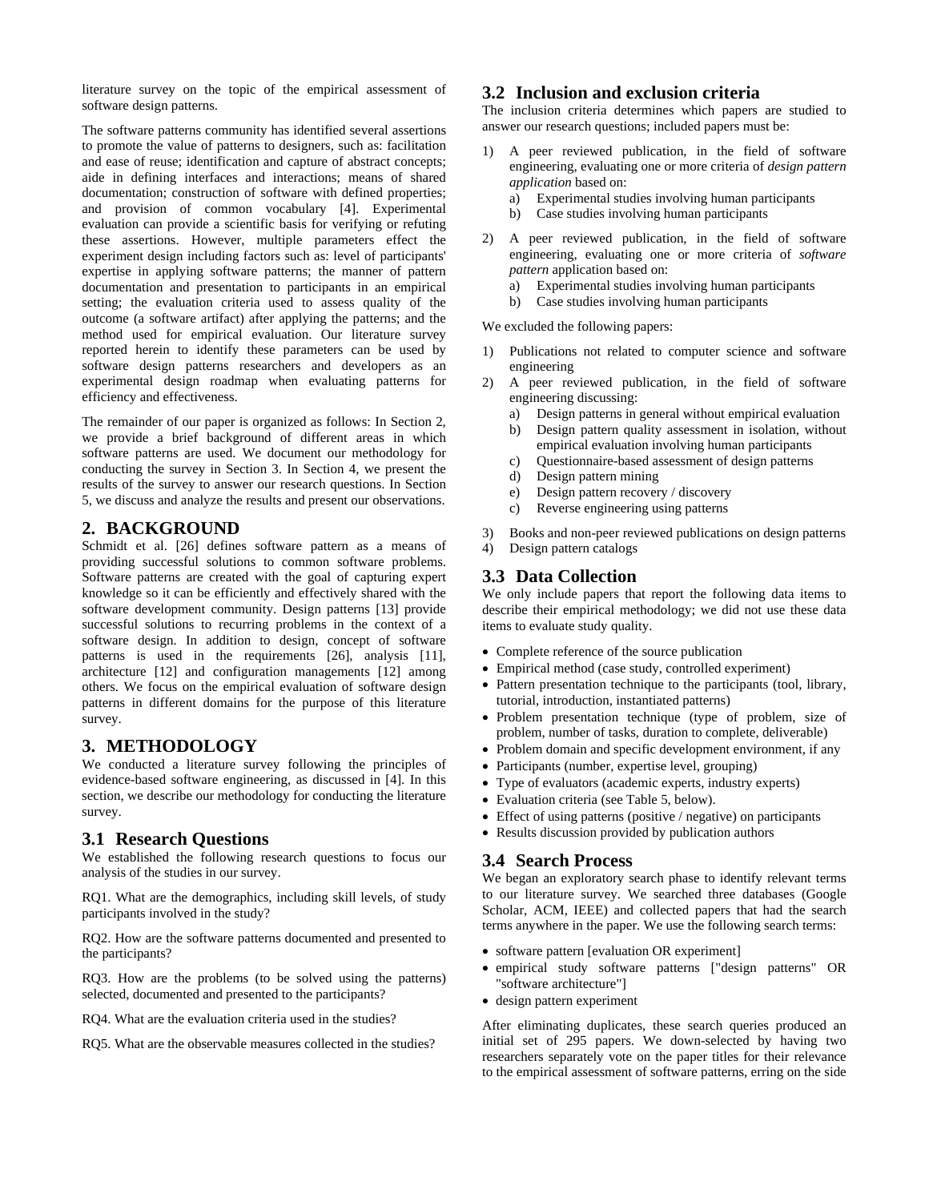literature survey on the topic of the empirical assessment of software design patterns.

The software patterns community has identified several assertions to promote the value of patterns to designers, such as: facilitation and ease of reuse; identification and capture of abstract concepts; aide in defining interfaces and interactions; means of shared documentation; construction of software with defined properties; and provision of common vocabulary [4]. Experimental evaluation can provide a scientific basis for verifying or refuting these assertions. However, multiple parameters effect the experiment design including factors such as: level of participants' expertise in applying software patterns; the manner of pattern documentation and presentation to participants in an empirical setting; the evaluation criteria used to assess quality of the outcome (a software artifact) after applying the patterns; and the method used for empirical evaluation. Our literature survey reported herein to identify these parameters can be used by software design patterns researchers and developers as an experimental design roadmap when evaluating patterns for efficiency and effectiveness.

The remainder of our paper is organized as follows: In Section 2, we provide a brief background of different areas in which software patterns are used. We document our methodology for conducting the survey in Section 3. In Section 4, we present the results of the survey to answer our research questions. In Section 5, we discuss and analyze the results and present our observations.

## 2. BACKGROUND

Schmidt et al. [26] defines software pattern as a means of providing successful solutions to common software problems. Software patterns are created with the goal of capturing expert knowledge so it can be efficiently and effectively shared with the software development community. Design patterns [13] provide successful solutions to recurring problems in the context of a software design. In addition to design, concept of software patterns is used in the requirements [26], analysis [11], architecture [12] and configuration managements [12] among others. We focus on the empirical evaluation of software design patterns in different domains for the purpose of this literature survey.

## 3. METHODOLOGY

We conducted a literature survey following the principles of evidence-based software engineering, as discussed in [4]. In this section, we describe our methodology for conducting the literature survey.

### 3.1 Research Questions

We established the following research questions to focus our analysis of the studies in our survey.

RQ1. What are the demographics, including skill levels, of study participants involved in the study?

RQ2. How are the software patterns documented and presented to the participants?

RQ3. How are the problems (to be solved using the patterns) selected, documented and presented to the participants?

RQ4. What are the evaluation criteria used in the studies?

RQ5. What are the observable measures collected in the studies?

### 3.2 Inclusion and exclusion criteria

The inclusion criteria determines which papers are studied to answer our research questions; included papers must be:

1) A peer reviewed publication, in the field of software engineering, evaluating one or more criteria of *design pattern application* based on:
   a) Experimental studies involving human participants
   b) Case studies involving human participants
2) A peer reviewed publication, in the field of software engineering, evaluating one or more criteria of *software pattern* application based on:
   a) Experimental studies involving human participants
   b) Case studies involving human participants

We excluded the following papers:

1) Publications not related to computer science and software engineering
2) A peer reviewed publication, in the field of software engineering discussing:
   a) Design patterns in general without empirical evaluation
   b) Design pattern quality assessment in isolation, without empirical evaluation involving human participants
   c) Questionnaire-based assessment of design patterns
   d) Design pattern mining
   e) Design pattern recovery / discovery
   c) Reverse engineering using patterns
3) Books and non-peer reviewed publications on design patterns
4) Design pattern catalogs

### 3.3 Data Collection

We only include papers that report the following data items to describe their empirical methodology; we did not use these data items to evaluate study quality.

- Complete reference of the source publication
- Empirical method (case study, controlled experiment)
- Pattern presentation technique to the participants (tool, library, tutorial, introduction, instantiated patterns)
- Problem presentation technique (type of problem, size of problem, number of tasks, duration to complete, deliverable)
- Problem domain and specific development environment, if any
- Participants (number, expertise level, grouping)
- Type of evaluators (academic experts, industry experts)
- Evaluation criteria (see Table 5, below).
- Effect of using patterns (positive / negative) on participants
- Results discussion provided by publication authors

### 3.4 Search Process

We began an exploratory search phase to identify relevant terms to our literature survey. We searched three databases (Google Scholar, ACM, IEEE) and collected papers that had the search terms anywhere in the paper. We use the following search terms:

- software pattern [evaluation OR experiment]
- empirical study software patterns ["design patterns" OR "software architecture"]
- design pattern experiment

After eliminating duplicates, these search queries produced an initial set of 295 papers. We down-selected by having two researchers separately vote on the paper titles for their relevance to the empirical assessment of software patterns, erring on the side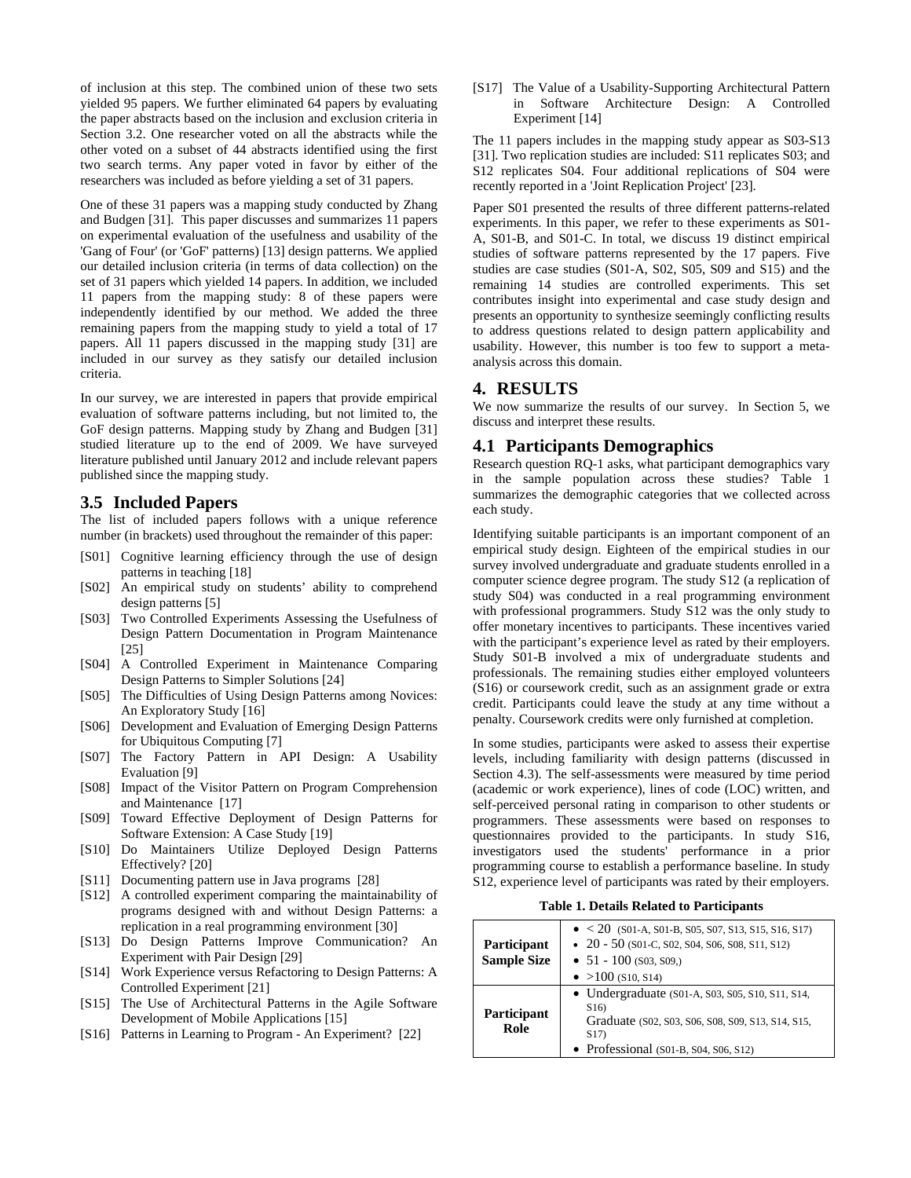of inclusion at this step. The combined union of these two sets yielded 95 papers. We further eliminated 64 papers by evaluating the paper abstracts based on the inclusion and exclusion criteria in Section 3.2. One researcher voted on all the abstracts while the other voted on a subset of 44 abstracts identified using the first two search terms. Any paper voted in favor by either of the researchers was included as before yielding a set of 31 papers.

One of these 31 papers was a mapping study conducted by Zhang and Budgen [31]. This paper discusses and summarizes 11 papers on experimental evaluation of the usefulness and usability of the 'Gang of Four' (or 'GoF' patterns) [13] design patterns. We applied our detailed inclusion criteria (in terms of data collection) on the set of 31 papers which yielded 14 papers. In addition, we included 11 papers from the mapping study: 8 of these papers were independently identified by our method. We added the three remaining papers from the mapping study to yield a total of 17 papers. All 11 papers discussed in the mapping study [31] are included in our survey as they satisfy our detailed inclusion criteria.

In our survey, we are interested in papers that provide empirical evaluation of software patterns including, but not limited to, the GoF design patterns. Mapping study by Zhang and Budgen [31] studied literature up to the end of 2009. We have surveyed literature published until January 2012 and include relevant papers published since the mapping study.

## 3.5 Included Papers

The list of included papers follows with a unique reference number (in brackets) used throughout the remainder of this paper:

- [S01] Cognitive learning efficiency through the use of design patterns in teaching [18]
- [S02] An empirical study on students' ability to comprehend design patterns [5]
- [S03] Two Controlled Experiments Assessing the Usefulness of Design Pattern Documentation in Program Maintenance [25]
- [S04] A Controlled Experiment in Maintenance Comparing Design Patterns to Simpler Solutions [24]
- [S05] The Difficulties of Using Design Patterns among Novices: An Exploratory Study [16]
- [S06] Development and Evaluation of Emerging Design Patterns for Ubiquitous Computing [7]
- [S07] The Factory Pattern in API Design: A Usability Evaluation [9]
- [S08] Impact of the Visitor Pattern on Program Comprehension and Maintenance [17]
- [S09] Toward Effective Deployment of Design Patterns for Software Extension: A Case Study [19]
- [S10] Do Maintainers Utilize Deployed Design Patterns Effectively? [20]
- [S11] Documenting pattern use in Java programs [28]
- [S12] A controlled experiment comparing the maintainability of programs designed with and without Design Patterns: a replication in a real programming environment [30]
- [S13] Do Design Patterns Improve Communication? An Experiment with Pair Design [29]
- [S14] Work Experience versus Refactoring to Design Patterns: A Controlled Experiment [21]
- [S15] The Use of Architectural Patterns in the Agile Software Development of Mobile Applications [15]
- [S16] Patterns in Learning to Program - An Experiment? [22]
- [S17] The Value of a Usability-Supporting Architectural Pattern in Software Architecture Design: A Controlled Experiment [14]

The 11 papers includes in the mapping study appear as S03-S13 [31]. Two replication studies are included: S11 replicates S03; and S12 replicates S04. Four additional replications of S04 were recently reported in a 'Joint Replication Project' [23].

Paper S01 presented the results of three different patterns-related experiments. In this paper, we refer to these experiments as S01-A, S01-B, and S01-C. In total, we discuss 19 distinct empirical studies of software patterns represented by the 17 papers. Five studies are case studies (S01-A, S02, S05, S09 and S15) and the remaining 14 studies are controlled experiments. This set contributes insight into experimental and case study design and presents an opportunity to synthesize seemingly conflicting results to address questions related to design pattern applicability and usability. However, this number is too few to support a meta-analysis across this domain.

# 4. RESULTS

We now summarize the results of our survey. In Section 5, we discuss and interpret these results.

## 4.1 Participants Demographics

Research question RQ-1 asks, what participant demographics vary in the sample population across these studies? Table 1 summarizes the demographic categories that we collected across each study.

Identifying suitable participants is an important component of an empirical study design. Eighteen of the empirical studies in our survey involved undergraduate and graduate students enrolled in a computer science degree program. The study S12 (a replication of study S04) was conducted in a real programming environment with professional programmers. Study S12 was the only study to offer monetary incentives to participants. These incentives varied with the participant's experience level as rated by their employers. Study S01-B involved a mix of undergraduate students and professionals. The remaining studies either employed volunteers (S16) or coursework credit, such as an assignment grade or extra credit. Participants could leave the study at any time without a penalty. Coursework credits were only furnished at completion.

In some studies, participants were asked to assess their expertise levels, including familiarity with design patterns (discussed in Section 4.3). The self-assessments were measured by time period (academic or work experience), lines of code (LOC) written, and self-perceived personal rating in comparison to other students or programmers. These assessments were based on responses to questionnaires provided to the participants. In study S16, investigators used the students' performance in a prior programming course to establish a performance baseline. In study S12, experience level of participants was rated by their employers.

**Table 1. Details Related to Participants**

| | |
|---|---|
| **Participant Sample Size** | • < 20 (S01-A, S01-B, S05, S07, S13, S15, S16, S17)<br>• 20 - 50 (S01-C, S02, S04, S06, S08, S11, S12)<br>• 51 - 100 (S03, S09,)<br>• >100 (S10, S14) |
| **Participant Role** | • Undergraduate (S01-A, S03, S05, S10, S11, S14, S16)<br>Graduate (S02, S03, S06, S08, S09, S13, S14, S15, S17)<br>• Professional (S01-B, S04, S06, S12) |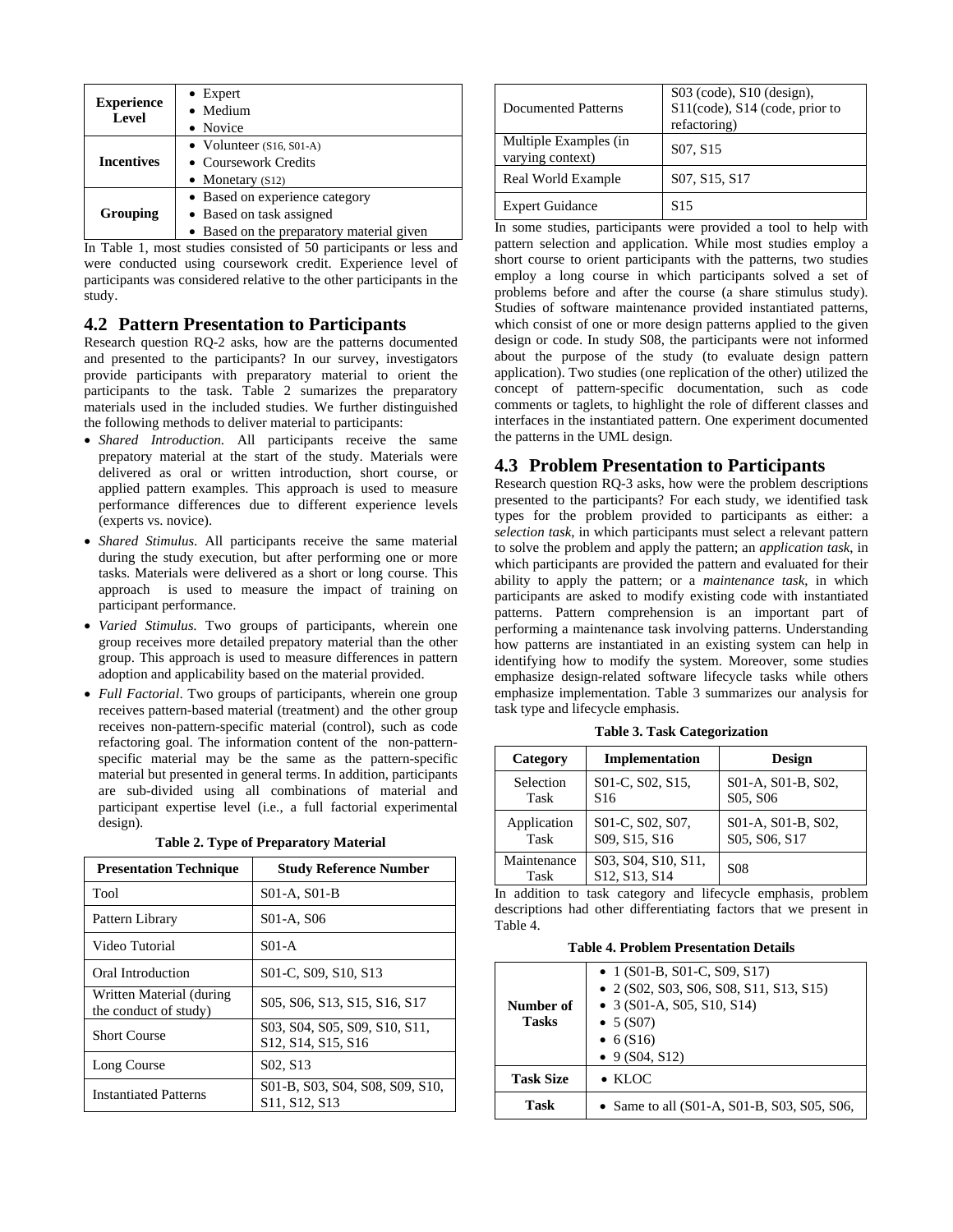| **Experience Level** | • Expert<br>• Medium<br>• Novice |
|---|---|
| **Incentives** | • Volunteer (S16, S01-A)<br>• Coursework Credits<br>• Monetary (S12) |
| **Grouping** | • Based on experience category<br>• Based on task assigned<br>• Based on the preparatory material given |

In Table 1, most studies consisted of 50 participants or less and were conducted using coursework credit. Experience level of participants was considered relative to the other participants in the study.

## 4.2 Pattern Presentation to Participants

Research question RQ-2 asks, how are the patterns documented and presented to the participants? In our survey, investigators provide participants with preparatory material to orient the participants to the task. Table 2 sumarizes the preparatory materials used in the included studies. We further distinguished the following methods to deliver material to participants:

- *Shared Introduction.* All participants receive the same prepatory material at the start of the study. Materials were delivered as oral or written introduction, short course, or applied pattern examples. This approach is used to measure performance differences due to different experience levels (experts vs. novice).
- *Shared Stimulus.* All participants receive the same material during the study execution, but after performing one or more tasks. Materials were delivered as a short or long course. This approach is used to measure the impact of training on participant performance.
- *Varied Stimulus.* Two groups of participants, wherein one group receives more detailed prepatory material than the other group. This approach is used to measure differences in pattern adoption and applicability based on the material provided.
- *Full Factorial*. Two groups of participants, wherein one group receives pattern-based material (treatment) and the other group receives non-pattern-specific material (control), such as code refactoring goal. The information content of the non-pattern-specific material may be the same as the pattern-specific material but presented in general terms. In addition, participants are sub-divided using all combinations of material and participant expertise level (i.e., a full factorial experimental design).

**Table 2. Type of Preparatory Material**

| Presentation Technique | Study Reference Number |
|---|---|
| Tool | S01-A, S01-B |
| Pattern Library | S01-A, S06 |
| Video Tutorial | S01-A |
| Oral Introduction | S01-C, S09, S10, S13 |
| Written Material (during the conduct of study) | S05, S06, S13, S15, S16, S17 |
| Short Course | S03, S04, S05, S09, S10, S11, S12, S14, S15, S16 |
| Long Course | S02, S13 |
| Instantiated Patterns | S01-B, S03, S04, S08, S09, S10, S11, S12, S13 |
| Documented Patterns | S03 (code), S10 (design), S11(code), S14 (code, prior to refactoring) |
| Multiple Examples (in varying context) | S07, S15 |
| Real World Example | S07, S15, S17 |
| Expert Guidance | S15 |

In some studies, participants were provided a tool to help with pattern selection and application. While most studies employ a short course to orient participants with the patterns, two studies employ a long course in which participants solved a set of problems before and after the course (a share stimulus study). Studies of software maintenance provided instantiated patterns, which consist of one or more design patterns applied to the given design or code. In study S08, the participants were not informed about the purpose of the study (to evaluate design pattern application). Two studies (one replication of the other) utilized the concept of pattern-specific documentation, such as code comments or taglets, to highlight the role of different classes and interfaces in the instantiated pattern. One experiment documented the patterns in the UML design.

## 4.3 Problem Presentation to Participants

Research question RQ-3 asks, how were the problem descriptions presented to the participants? For each study, we identified task types for the problem provided to participants as either: a *selection task*, in which participants must select a relevant pattern to solve the problem and apply the pattern; an *application task*, in which participants are provided the pattern and evaluated for their ability to apply the pattern; or a *maintenance task*, in which participants are asked to modify existing code with instantiated patterns. Pattern comprehension is an important part of performing a maintenance task involving patterns. Understanding how patterns are instantiated in an existing system can help in identifying how to modify the system. Moreover, some studies emphasize design-related software lifecycle tasks while others emphasize implementation. Table 3 summarizes our analysis for task type and lifecycle emphasis.

**Table 3. Task Categorization**

| Category | Implementation | Design |
|---|---|---|
| Selection Task | S01-C, S02, S15, S16 | S01-A, S01-B, S02, S05, S06 |
| Application Task | S01-C, S02, S07, S09, S15, S16 | S01-A, S01-B, S02, S05, S06, S17 |
| Maintenance Task | S03, S04, S10, S11, S12, S13, S14 | S08 |

In addition to task category and lifecycle emphasis, problem descriptions had other differentiating factors that we present in Table 4.

**Table 4. Problem Presentation Details**

| **Number of Tasks** | • 1 (S01-B, S01-C, S09, S17)<br>• 2 (S02, S03, S06, S08, S11, S13, S15)<br>• 3 (S01-A, S05, S10, S14)<br>• 5 (S07)<br>• 6 (S16)<br>• 9 (S04, S12) |
|---|---|
| **Task Size** | • KLOC |
| **Task** | • Same to all (S01-A, S01-B, S03, S05, S06, |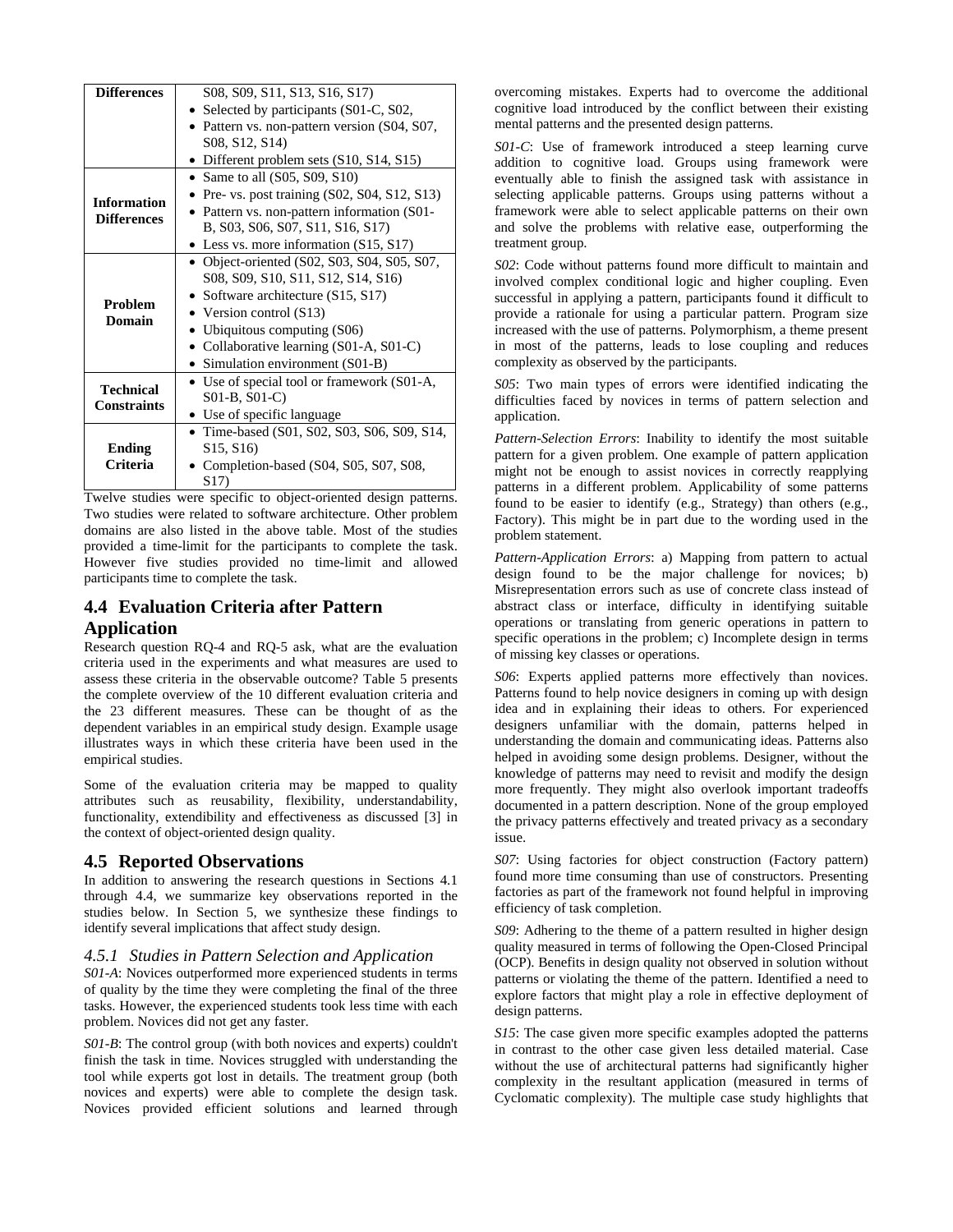| | |
|---|---|
| **Differences** | S08, S09, S11, S13, S16, S17)<br>• Selected by participants (S01-C, S02,<br>• Pattern vs. non-pattern version (S04, S07, S08, S12, S14)<br>• Different problem sets (S10, S14, S15) |
| **Information Differences** | • Same to all (S05, S09, S10)<br>• Pre- vs. post training (S02, S04, S12, S13)<br>• Pattern vs. non-pattern information (S01-B, S03, S06, S07, S11, S16, S17)<br>• Less vs. more information (S15, S17) |
| **Problem Domain** | • Object-oriented (S02, S03, S04, S05, S07, S08, S09, S10, S11, S12, S14, S16)<br>• Software architecture (S15, S17)<br>• Version control (S13)<br>• Ubiquitous computing (S06)<br>• Collaborative learning (S01-A, S01-C)<br>• Simulation environment (S01-B) |
| **Technical Constraints** | • Use of special tool or framework (S01-A, S01-B, S01-C)<br>• Use of specific language |
| **Ending Criteria** | • Time-based (S01, S02, S03, S06, S09, S14, S15, S16)<br>• Completion-based (S04, S05, S07, S08, S17) |

Twelve studies were specific to object-oriented design patterns. Two studies were related to software architecture. Other problem domains are also listed in the above table. Most of the studies provided a time-limit for the participants to complete the task. However five studies provided no time-limit and allowed participants time to complete the task.

## 4.4 Evaluation Criteria after Pattern Application

Research question RQ-4 and RQ-5 ask, what are the evaluation criteria used in the experiments and what measures are used to assess these criteria in the observable outcome? Table 5 presents the complete overview of the 10 different evaluation criteria and the 23 different measures. These can be thought of as the dependent variables in an empirical study design. Example usage illustrates ways in which these criteria have been used in the empirical studies.

Some of the evaluation criteria may be mapped to quality attributes such as reusability, flexibility, understandability, functionality, extendibility and effectiveness as discussed [3] in the context of object-oriented design quality.

## 4.5 Reported Observations

In addition to answering the research questions in Sections 4.1 through 4.4, we summarize key observations reported in the studies below. In Section 5, we synthesize these findings to identify several implications that affect study design.

### 4.5.1 *Studies in Pattern Selection and Application*

*S01-A*: Novices outperformed more experienced students in terms of quality by the time they were completing the final of the three tasks. However, the experienced students took less time with each problem. Novices did not get any faster.

*S01-B*: The control group (with both novices and experts) couldn't finish the task in time. Novices struggled with understanding the tool while experts got lost in details. The treatment group (both novices and experts) were able to complete the design task. Novices provided efficient solutions and learned through overcoming mistakes. Experts had to overcome the additional cognitive load introduced by the conflict between their existing mental patterns and the presented design patterns.

*S01-C*: Use of framework introduced a steep learning curve addition to cognitive load. Groups using framework were eventually able to finish the assigned task with assistance in selecting applicable patterns. Groups using patterns without a framework were able to select applicable patterns on their own and solve the problems with relative ease, outperforming the treatment group.

*S02*: Code without patterns found more difficult to maintain and involved complex conditional logic and higher coupling. Even successful in applying a pattern, participants found it difficult to provide a rationale for using a particular pattern. Program size increased with the use of patterns. Polymorphism, a theme present in most of the patterns, leads to lose coupling and reduces complexity as observed by the participants.

*S05*: Two main types of errors were identified indicating the difficulties faced by novices in terms of pattern selection and application.

*Pattern-Selection Errors*: Inability to identify the most suitable pattern for a given problem. One example of pattern application might not be enough to assist novices in correctly reapplying patterns in a different problem. Applicability of some patterns found to be easier to identify (e.g., Strategy) than others (e.g., Factory). This might be in part due to the wording used in the problem statement.

*Pattern-Application Errors*: a) Mapping from pattern to actual design found to be the major challenge for novices; b) Misrepresentation errors such as use of concrete class instead of abstract class or interface, difficulty in identifying suitable operations or translating from generic operations in pattern to specific operations in the problem; c) Incomplete design in terms of missing key classes or operations.

*S06*: Experts applied patterns more effectively than novices. Patterns found to help novice designers in coming up with design idea and in explaining their ideas to others. For experienced designers unfamiliar with the domain, patterns helped in understanding the domain and communicating ideas. Patterns also helped in avoiding some design problems. Designer, without the knowledge of patterns may need to revisit and modify the design more frequently. They might also overlook important tradeoffs documented in a pattern description. None of the group employed the privacy patterns effectively and treated privacy as a secondary issue.

*S07*: Using factories for object construction (Factory pattern) found more time consuming than use of constructors. Presenting factories as part of the framework not found helpful in improving efficiency of task completion.

*S09*: Adhering to the theme of a pattern resulted in higher design quality measured in terms of following the Open-Closed Principal (OCP). Benefits in design quality not observed in solution without patterns or violating the theme of the pattern. Identified a need to explore factors that might play a role in effective deployment of design patterns.

*S15*: The case given more specific examples adopted the patterns in contrast to the other case given less detailed material. Case without the use of architectural patterns had significantly higher complexity in the resultant application (measured in terms of Cyclomatic complexity). The multiple case study highlights that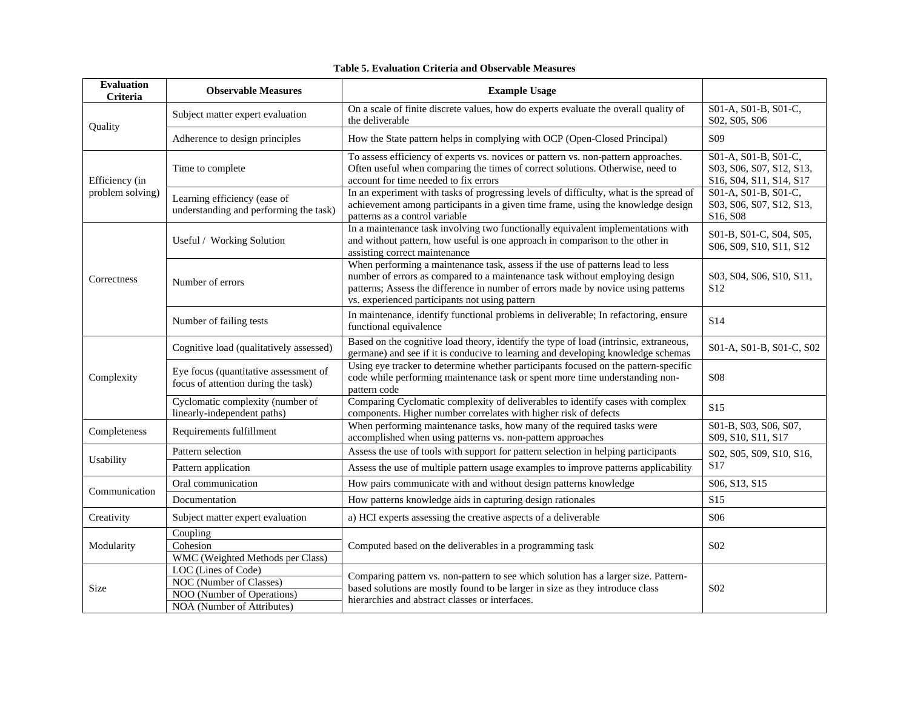**Table 5. Evaluation Criteria and Observable Measures**

| Evaluation Criteria | Observable Measures | Example Usage | |
|---|---|---|---|
| Quality | Subject matter expert evaluation | On a scale of finite discrete values, how do experts evaluate the overall quality of the deliverable | S01-A, S01-B, S01-C, S02, S05, S06 |
| | Adherence to design principles | How the State pattern helps in complying with OCP (Open-Closed Principal) | S09 |
| Efficiency (in problem solving) | Time to complete | To assess efficiency of experts vs. novices or pattern vs. non-pattern approaches. Often useful when comparing the times of correct solutions. Otherwise, need to account for time needed to fix errors | S01-A, S01-B, S01-C, S03, S06, S07, S12, S13, S16, S04, S11, S14, S17 |
| | Learning efficiency (ease of understanding and performing the task) | In an experiment with tasks of progressing levels of difficulty, what is the spread of achievement among participants in a given time frame, using the knowledge design patterns as a control variable | S01-A, S01-B, S01-C, S03, S06, S07, S12, S13, S16, S08 |
| Correctness | Useful / Working Solution | In a maintenance task involving two functionally equivalent implementations with and without pattern, how useful is one approach in comparison to the other in assisting correct maintenance | S01-B, S01-C, S04, S05, S06, S09, S10, S11, S12 |
| | Number of errors | When performing a maintenance task, assess if the use of patterns lead to less number of errors as compared to a maintenance task without employing design patterns; Assess the difference in number of errors made by novice using patterns vs. experienced participants not using pattern | S03, S04, S06, S10, S11, S12 |
| | Number of failing tests | In maintenance, identify functional problems in deliverable; In refactoring, ensure functional equivalence | S14 |
| Complexity | Cognitive load (qualitatively assessed) | Based on the cognitive load theory, identify the type of load (intrinsic, extraneous, germane) and see if it is conducive to learning and developing knowledge schemas | S01-A, S01-B, S01-C, S02 |
| | Eye focus (quantitative assessment of focus of attention during the task) | Using eye tracker to determine whether participants focused on the pattern-specific code while performing maintenance task or spent more time understanding non-pattern code | S08 |
| | Cyclomatic complexity (number of linearly-independent paths) | Comparing Cyclomatic complexity of deliverables to identify cases with complex components. Higher number correlates with higher risk of defects | S15 |
| Completeness | Requirements fulfillment | When performing maintenance tasks, how many of the required tasks were accomplished when using patterns vs. non-pattern approaches | S01-B, S03, S06, S07, S09, S10, S11, S17 |
| Usability | Pattern selection | Assess the use of tools with support for pattern selection in helping participants | S02, S05, S09, S10, S16, S17 |
| | Pattern application | Assess the use of multiple pattern usage examples to improve patterns applicability | |
| Communication | Oral communication | How pairs communicate with and without design patterns knowledge | S06, S13, S15 |
| | Documentation | How patterns knowledge aids in capturing design rationales | S15 |
| Creativity | Subject matter expert evaluation | a) HCI experts assessing the creative aspects of a deliverable | S06 |
| Modularity | Coupling | Computed based on the deliverables in a programming task | S02 |
| | Cohesion | | |
| | WMC (Weighted Methods per Class) | | |
| Size | LOC (Lines of Code) | Comparing pattern vs. non-pattern to see which solution has a larger size. Pattern-based solutions are mostly found to be larger in size as they introduce class hierarchies and abstract classes or interfaces. | S02 |
| | NOC (Number of Classes) | | |
| | NOO (Number of Operations) | | |
| | NOA (Number of Attributes) | | |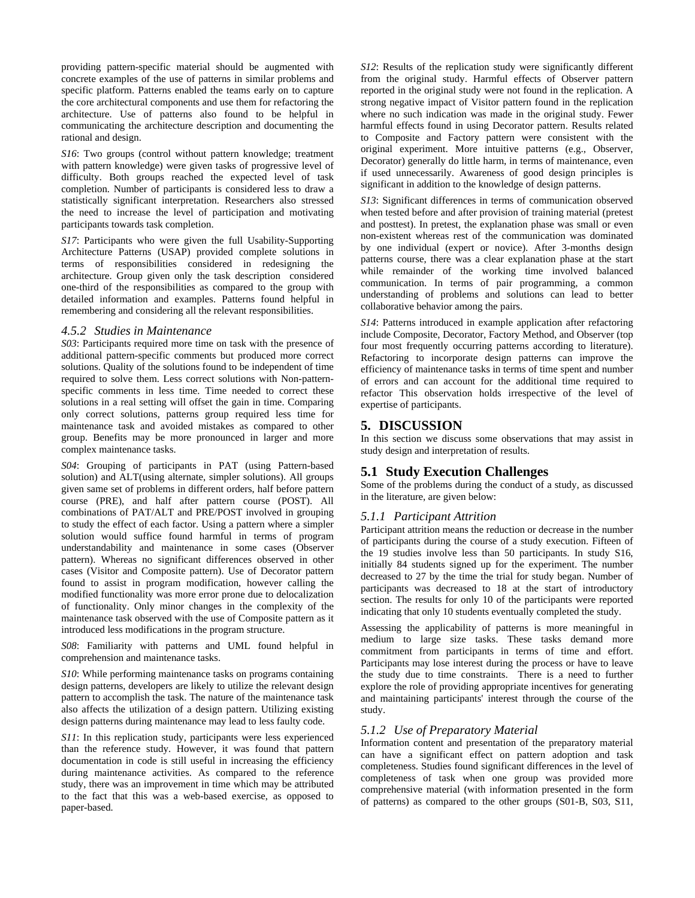providing pattern-specific material should be augmented with concrete examples of the use of patterns in similar problems and specific platform. Patterns enabled the teams early on to capture the core architectural components and use them for refactoring the architecture. Use of patterns also found to be helpful in communicating the architecture description and documenting the rational and design.

*S16*: Two groups (control without pattern knowledge; treatment with pattern knowledge) were given tasks of progressive level of difficulty. Both groups reached the expected level of task completion. Number of participants is considered less to draw a statistically significant interpretation. Researchers also stressed the need to increase the level of participation and motivating participants towards task completion.

*S17*: Participants who were given the full Usability-Supporting Architecture Patterns (USAP) provided complete solutions in terms of responsibilities considered in redesigning the architecture. Group given only the task description considered one-third of the responsibilities as compared to the group with detailed information and examples. Patterns found helpful in remembering and considering all the relevant responsibilities.

### *4.5.2 Studies in Maintenance*

*S03*: Participants required more time on task with the presence of additional pattern-specific comments but produced more correct solutions. Quality of the solutions found to be independent of time required to solve them. Less correct solutions with Non-pattern-specific comments in less time. Time needed to correct these solutions in a real setting will offset the gain in time. Comparing only correct solutions, patterns group required less time for maintenance task and avoided mistakes as compared to other group. Benefits may be more pronounced in larger and more complex maintenance tasks.

*S04*: Grouping of participants in PAT (using Pattern-based solution) and ALT(using alternate, simpler solutions). All groups given same set of problems in different orders, half before pattern course (PRE), and half after pattern course (POST). All combinations of PAT/ALT and PRE/POST involved in grouping to study the effect of each factor. Using a pattern where a simpler solution would suffice found harmful in terms of program understandability and maintenance in some cases (Observer pattern). Whereas no significant differences observed in other cases (Visitor and Composite pattern). Use of Decorator pattern found to assist in program modification, however calling the modified functionality was more error prone due to delocalization of functionality. Only minor changes in the complexity of the maintenance task observed with the use of Composite pattern as it introduced less modifications in the program structure.

*S08*: Familiarity with patterns and UML found helpful in comprehension and maintenance tasks.

*S10*: While performing maintenance tasks on programs containing design patterns, developers are likely to utilize the relevant design pattern to accomplish the task. The nature of the maintenance task also affects the utilization of a design pattern. Utilizing existing design patterns during maintenance may lead to less faulty code.

*S11*: In this replication study, participants were less experienced than the reference study. However, it was found that pattern documentation in code is still useful in increasing the efficiency during maintenance activities. As compared to the reference study, there was an improvement in time which may be attributed to the fact that this was a web-based exercise, as opposed to paper-based.

*S12*: Results of the replication study were significantly different from the original study. Harmful effects of Observer pattern reported in the original study were not found in the replication. A strong negative impact of Visitor pattern found in the replication where no such indication was made in the original study. Fewer harmful effects found in using Decorator pattern. Results related to Composite and Factory pattern were consistent with the original experiment. More intuitive patterns (e.g., Observer, Decorator) generally do little harm, in terms of maintenance, even if used unnecessarily. Awareness of good design principles is significant in addition to the knowledge of design patterns.

*S13*: Significant differences in terms of communication observed when tested before and after provision of training material (pretest and posttest). In pretest, the explanation phase was small or even non-existent whereas rest of the communication was dominated by one individual (expert or novice). After 3-months design patterns course, there was a clear explanation phase at the start while remainder of the working time involved balanced communication. In terms of pair programming, a common understanding of problems and solutions can lead to better collaborative behavior among the pairs.

*S14*: Patterns introduced in example application after refactoring include Composite, Decorator, Factory Method, and Observer (top four most frequently occurring patterns according to literature). Refactoring to incorporate design patterns can improve the efficiency of maintenance tasks in terms of time spent and number of errors and can account for the additional time required to refactor This observation holds irrespective of the level of expertise of participants.

# 5. DISCUSSION

In this section we discuss some observations that may assist in study design and interpretation of results.

## 5.1 Study Execution Challenges

Some of the problems during the conduct of a study, as discussed in the literature, are given below:

### *5.1.1 Participant Attrition*

Participant attrition means the reduction or decrease in the number of participants during the course of a study execution. Fifteen of the 19 studies involve less than 50 participants. In study S16, initially 84 students signed up for the experiment. The number decreased to 27 by the time the trial for study began. Number of participants was decreased to 18 at the start of introductory section. The results for only 10 of the participants were reported indicating that only 10 students eventually completed the study.

Assessing the applicability of patterns is more meaningful in medium to large size tasks. These tasks demand more commitment from participants in terms of time and effort. Participants may lose interest during the process or have to leave the study due to time constraints. There is a need to further explore the role of providing appropriate incentives for generating and maintaining participants' interest through the course of the study.

### *5.1.2 Use of Preparatory Material*

Information content and presentation of the preparatory material can have a significant effect on pattern adoption and task completeness. Studies found significant differences in the level of completeness of task when one group was provided more comprehensive material (with information presented in the form of patterns) as compared to the other groups (S01-B, S03, S11,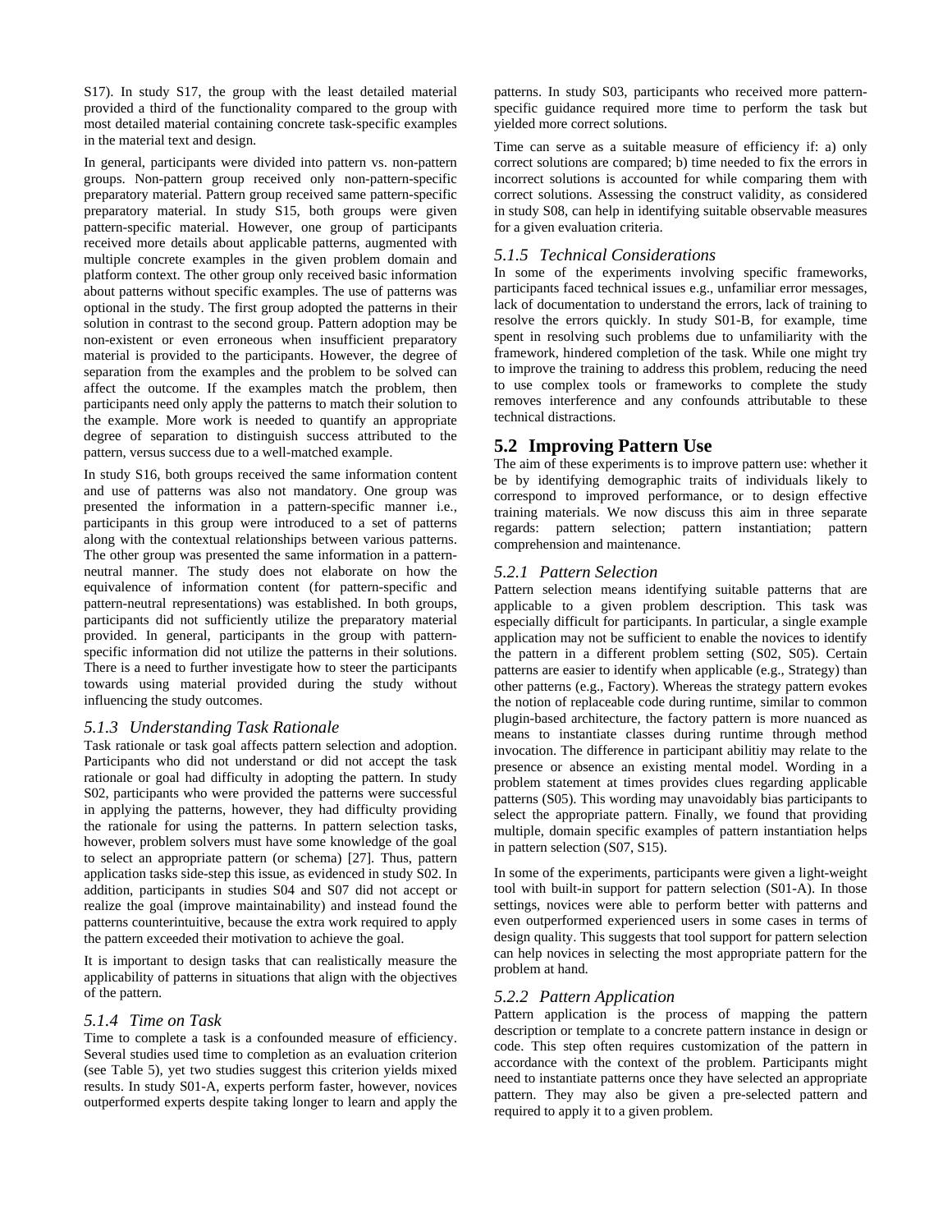S17). In study S17, the group with the least detailed material provided a third of the functionality compared to the group with most detailed material containing concrete task-specific examples in the material text and design.

In general, participants were divided into pattern vs. non-pattern groups. Non-pattern group received only non-pattern-specific preparatory material. Pattern group received same pattern-specific preparatory material. In study S15, both groups were given pattern-specific material. However, one group of participants received more details about applicable patterns, augmented with multiple concrete examples in the given problem domain and platform context. The other group only received basic information about patterns without specific examples. The use of patterns was optional in the study. The first group adopted the patterns in their solution in contrast to the second group. Pattern adoption may be non-existent or even erroneous when insufficient preparatory material is provided to the participants. However, the degree of separation from the examples and the problem to be solved can affect the outcome. If the examples match the problem, then participants need only apply the patterns to match their solution to the example. More work is needed to quantify an appropriate degree of separation to distinguish success attributed to the pattern, versus success due to a well-matched example.

In study S16, both groups received the same information content and use of patterns was also not mandatory. One group was presented the information in a pattern-specific manner i.e., participants in this group were introduced to a set of patterns along with the contextual relationships between various patterns. The other group was presented the same information in a pattern-neutral manner. The study does not elaborate on how the equivalence of information content (for pattern-specific and pattern-neutral representations) was established. In both groups, participants did not sufficiently utilize the preparatory material provided. In general, participants in the group with pattern-specific information did not utilize the patterns in their solutions. There is a need to further investigate how to steer the participants towards using material provided during the study without influencing the study outcomes.

### *5.1.3 Understanding Task Rationale*

Task rationale or task goal affects pattern selection and adoption. Participants who did not understand or did not accept the task rationale or goal had difficulty in adopting the pattern. In study S02, participants who were provided the patterns were successful in applying the patterns, however, they had difficulty providing the rationale for using the patterns. In pattern selection tasks, however, problem solvers must have some knowledge of the goal to select an appropriate pattern (or schema) [27]. Thus, pattern application tasks side-step this issue, as evidenced in study S02. In addition, participants in studies S04 and S07 did not accept or realize the goal (improve maintainability) and instead found the patterns counterintuitive, because the extra work required to apply the pattern exceeded their motivation to achieve the goal.

It is important to design tasks that can realistically measure the applicability of patterns in situations that align with the objectives of the pattern.

### *5.1.4 Time on Task*

Time to complete a task is a confounded measure of efficiency. Several studies used time to completion as an evaluation criterion (see Table 5), yet two studies suggest this criterion yields mixed results. In study S01-A, experts perform faster, however, novices outperformed experts despite taking longer to learn and apply the patterns. In study S03, participants who received more pattern-specific guidance required more time to perform the task but yielded more correct solutions.

Time can serve as a suitable measure of efficiency if: a) only correct solutions are compared; b) time needed to fix the errors in incorrect solutions is accounted for while comparing them with correct solutions. Assessing the construct validity, as considered in study S08, can help in identifying suitable observable measures for a given evaluation criteria.

### *5.1.5 Technical Considerations*

In some of the experiments involving specific frameworks, participants faced technical issues e.g., unfamiliar error messages, lack of documentation to understand the errors, lack of training to resolve the errors quickly. In study S01-B, for example, time spent in resolving such problems due to unfamiliarity with the framework, hindered completion of the task. While one might try to improve the training to address this problem, reducing the need to use complex tools or frameworks to complete the study removes interference and any confounds attributable to these technical distractions.

## 5.2 Improving Pattern Use

The aim of these experiments is to improve pattern use: whether it be by identifying demographic traits of individuals likely to correspond to improved performance, or to design effective training materials. We now discuss this aim in three separate regards: pattern selection; pattern instantiation; pattern comprehension and maintenance.

### *5.2.1 Pattern Selection*

Pattern selection means identifying suitable patterns that are applicable to a given problem description. This task was especially difficult for participants. In particular, a single example application may not be sufficient to enable the novices to identify the pattern in a different problem setting (S02, S05). Certain patterns are easier to identify when applicable (e.g., Strategy) than other patterns (e.g., Factory). Whereas the strategy pattern evokes the notion of replaceable code during runtime, similar to common plugin-based architecture, the factory pattern is more nuanced as means to instantiate classes during runtime through method invocation. The difference in participant abilitiy may relate to the presence or absence an existing mental model. Wording in a problem statement at times provides clues regarding applicable patterns (S05). This wording may unavoidably bias participants to select the appropriate pattern. Finally, we found that providing multiple, domain specific examples of pattern instantiation helps in pattern selection (S07, S15).

In some of the experiments, participants were given a light-weight tool with built-in support for pattern selection (S01-A). In those settings, novices were able to perform better with patterns and even outperformed experienced users in some cases in terms of design quality. This suggests that tool support for pattern selection can help novices in selecting the most appropriate pattern for the problem at hand.

### *5.2.2 Pattern Application*

Pattern application is the process of mapping the pattern description or template to a concrete pattern instance in design or code. This step often requires customization of the pattern in accordance with the context of the problem. Participants might need to instantiate patterns once they have selected an appropriate pattern. They may also be given a pre-selected pattern and required to apply it to a given problem.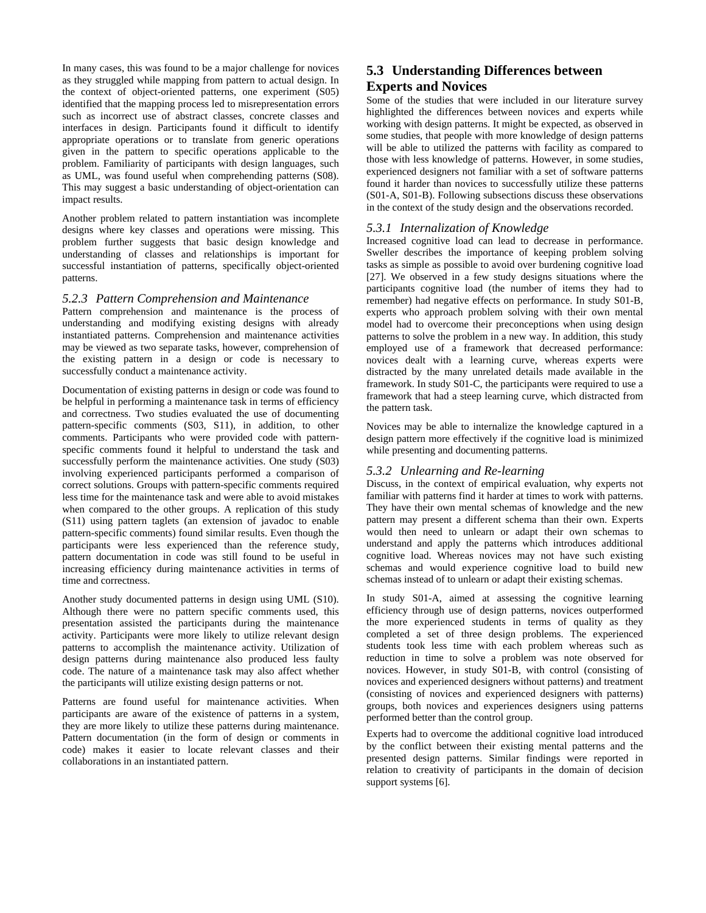In many cases, this was found to be a major challenge for novices as they struggled while mapping from pattern to actual design. In the context of object-oriented patterns, one experiment (S05) identified that the mapping process led to misrepresentation errors such as incorrect use of abstract classes, concrete classes and interfaces in design. Participants found it difficult to identify appropriate operations or to translate from generic operations given in the pattern to specific operations applicable to the problem. Familiarity of participants with design languages, such as UML, was found useful when comprehending patterns (S08). This may suggest a basic understanding of object-orientation can impact results.

Another problem related to pattern instantiation was incomplete designs where key classes and operations were missing. This problem further suggests that basic design knowledge and understanding of classes and relationships is important for successful instantiation of patterns, specifically object-oriented patterns.

### *5.2.3 Pattern Comprehension and Maintenance*

Pattern comprehension and maintenance is the process of understanding and modifying existing designs with already instantiated patterns. Comprehension and maintenance activities may be viewed as two separate tasks, however, comprehension of the existing pattern in a design or code is necessary to successfully conduct a maintenance activity.

Documentation of existing patterns in design or code was found to be helpful in performing a maintenance task in terms of efficiency and correctness. Two studies evaluated the use of documenting pattern-specific comments (S03, S11), in addition, to other comments. Participants who were provided code with pattern-specific comments found it helpful to understand the task and successfully perform the maintenance activities. One study (S03) involving experienced participants performed a comparison of correct solutions. Groups with pattern-specific comments required less time for the maintenance task and were able to avoid mistakes when compared to the other groups. A replication of this study (S11) using pattern taglets (an extension of javadoc to enable pattern-specific comments) found similar results. Even though the participants were less experienced than the reference study, pattern documentation in code was still found to be useful in increasing efficiency during maintenance activities in terms of time and correctness.

Another study documented patterns in design using UML (S10). Although there were no pattern specific comments used, this presentation assisted the participants during the maintenance activity. Participants were more likely to utilize relevant design patterns to accomplish the maintenance activity. Utilization of design patterns during maintenance also produced less faulty code. The nature of a maintenance task may also affect whether the participants will utilize existing design patterns or not.

Patterns are found useful for maintenance activities. When participants are aware of the existence of patterns in a system, they are more likely to utilize these patterns during maintenance. Pattern documentation (in the form of design or comments in code) makes it easier to locate relevant classes and their collaborations in an instantiated pattern.

## 5.3 Understanding Differences between Experts and Novices

Some of the studies that were included in our literature survey highlighted the differences between novices and experts while working with design patterns. It might be expected, as observed in some studies, that people with more knowledge of design patterns will be able to utilized the patterns with facility as compared to those with less knowledge of patterns. However, in some studies, experienced designers not familiar with a set of software patterns found it harder than novices to successfully utilize these patterns (S01-A, S01-B). Following subsections discuss these observations in the context of the study design and the observations recorded.

### *5.3.1 Internalization of Knowledge*

Increased cognitive load can lead to decrease in performance. Sweller describes the importance of keeping problem solving tasks as simple as possible to avoid over burdening cognitive load [27]. We observed in a few study designs situations where the participants cognitive load (the number of items they had to remember) had negative effects on performance. In study S01-B, experts who approach problem solving with their own mental model had to overcome their preconceptions when using design patterns to solve the problem in a new way. In addition, this study employed use of a framework that decreased performance: novices dealt with a learning curve, whereas experts were distracted by the many unrelated details made available in the framework. In study S01-C, the participants were required to use a framework that had a steep learning curve, which distracted from the pattern task.

Novices may be able to internalize the knowledge captured in a design pattern more effectively if the cognitive load is minimized while presenting and documenting patterns.

### *5.3.2 Unlearning and Re-learning*

Discuss, in the context of empirical evaluation, why experts not familiar with patterns find it harder at times to work with patterns. They have their own mental schemas of knowledge and the new pattern may present a different schema than their own. Experts would then need to unlearn or adapt their own schemas to understand and apply the patterns which introduces additional cognitive load. Whereas novices may not have such existing schemas and would experience cognitive load to build new schemas instead of to unlearn or adapt their existing schemas.

In study S01-A, aimed at assessing the cognitive learning efficiency through use of design patterns, novices outperformed the more experienced students in terms of quality as they completed a set of three design problems. The experienced students took less time with each problem whereas such as reduction in time to solve a problem was note observed for novices. However, in study S01-B, with control (consisting of novices and experienced designers without patterns) and treatment (consisting of novices and experienced designers with patterns) groups, both novices and experiences designers using patterns performed better than the control group.

Experts had to overcome the additional cognitive load introduced by the conflict between their existing mental patterns and the presented design patterns. Similar findings were reported in relation to creativity of participants in the domain of decision support systems [6].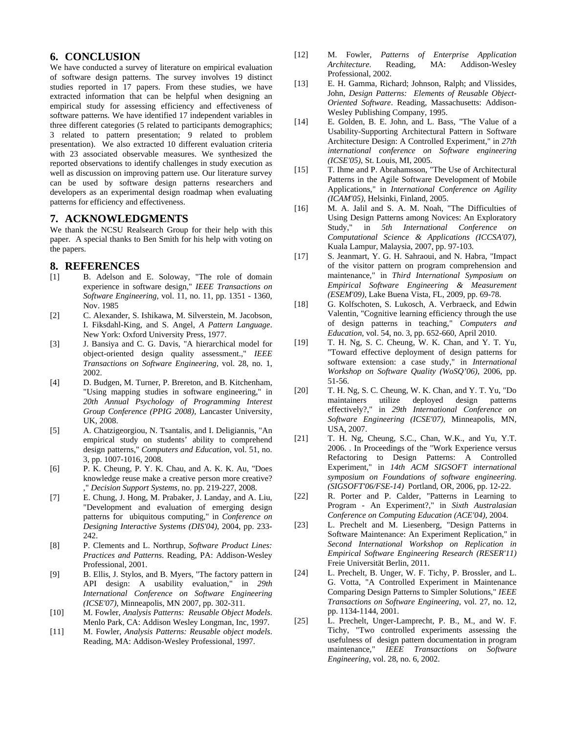## 6. CONCLUSION

We have conducted a survey of literature on empirical evaluation of software design patterns. The survey involves 19 distinct studies reported in 17 papers. From these studies, we have extracted information that can be helpful when designing an empirical study for assessing efficiency and effectiveness of software patterns. We have identified 17 independent variables in three different categories (5 related to participants demographics; 3 related to pattern presentation; 9 related to problem presentation). We also extracted 10 different evaluation criteria with 23 associated observable measures. We synthesized the reported observations to identify challenges in study execution as well as discussion on improving pattern use. Our literature survey can be used by software design patterns researchers and developers as an experimental design roadmap when evaluating patterns for efficiency and effectiveness.

## 7. ACKNOWLEDGMENTS

We thank the NCSU Realsearch Group for their help with this paper. A special thanks to Ben Smith for his help with voting on the papers.

## 8. REFERENCES

[1] B. Adelson and E. Soloway, "The role of domain experience in software design," *IEEE Transactions on Software Engineering*, vol. 11, no. 11, pp. 1351 - 1360, Nov. 1985

[2] C. Alexander, S. Ishikawa, M. Silverstein, M. Jacobson, I. Fiksdahl-King, and S. Angel, *A Pattern Language*. New York: Oxford University Press, 1977.

[3] J. Bansiya and C. G. Davis, "A hierarchical model for object-oriented design quality assessment.," *IEEE Transactions on Software Engineering*, vol. 28, no. 1, 2002.

[4] D. Budgen, M. Turner, P. Brereton, and B. Kitchenham, "Using mapping studies in software engineering," in *20th Annual Psychology of Programming Interest Group Conference (PPIG 2008)*, Lancaster University, UK, 2008.

[5] A. Chatzigeorgiou, N. Tsantalis, and I. Deligiannis, "An empirical study on students' ability to comprehend design patterns," *Computers and Education*, vol. 51, no. 3, pp. 1007-1016, 2008.

[6] P. K. Cheung, P. Y. K. Chau, and A. K. K. Au, "Does knowledge reuse make a creative person more creative? ," *Decision Support Systems*, no. pp. 219-227, 2008.

[7] E. Chung, J. Hong, M. Prabaker, J. Landay, and A. Liu, "Development and evaluation of emerging design patterns for ubiquitous computing," in *Conference on Designing Interactive Systems (DIS'04)*, 2004, pp. 233-242.

[8] P. Clements and L. Northrup, *Software Product Lines: Practices and Patterns*. Reading, PA: Addison-Wesley Professional, 2001.

[9] B. Ellis, J. Stylos, and B. Myers, "The factory pattern in API design: A usability evaluation," in *29th International Conference on Software Engineering (ICSE'07)*, Minneapolis, MN 2007, pp. 302-311.

[10] M. Fowler, *Analysis Patterns: Reusable Object Models*. Menlo Park, CA: Addison Wesley Longman, Inc, 1997.

[11] M. Fowler, *Analysis Patterns: Reusable object models*. Reading, MA: Addison-Wesley Professional, 1997.

[12] M. Fowler, *Patterns of Enterprise Application Architecture*. Reading, MA: Addison-Wesley Professional, 2002.

[13] E. H. Gamma, Richard; Johnson, Ralph; and Vlissides, John, *Design Patterns: Elements of Reusable Object-Oriented Software*. Reading, Massachusetts: Addison-Wesley Publishing Company, 1995.

[14] E. Golden, B. E. John, and L. Bass, "The Value of a Usability-Supporting Architectural Pattern in Software Architecture Design: A Controlled Experiment," in *27th international conference on Software engineering (ICSE'05)*, St. Louis, MI, 2005.

[15] T. Ihme and P. Abrahamsson, "The Use of Architectural Patterns in the Agile Software Development of Mobile Applications," in *International Conference on Agility (ICAM'05)*, Helsinki, Finland, 2005.

[16] M. A. Jalil and S. A. M. Noah, "The Difficulties of Using Design Patterns among Novices: An Exploratory Study," in *5th International Conference on Computational Science & Applications (ICCSA'07)*, Kuala Lampur, Malaysia, 2007, pp. 97-103.

[17] S. Jeanmart, Y. G. H. Sahraoui, and N. Habra, "Impact of the visitor pattern on program comprehension and maintenance," in *Third International Symposium on Empirical Software Engineering & Measurement (ESEM'09)*, Lake Buena Vista, FL, 2009, pp. 69-78.

[18] G. Kolfschoten, S. Lukosch, A. Verbraeck, and Edwin Valentin, "Cognitive learning efficiency through the use of design patterns in teaching," *Computers and Education*, vol. 54, no. 3, pp. 652-660, April 2010.

[19] T. H. Ng, S. C. Cheung, W. K. Chan, and Y. T. Yu, "Toward effective deployment of design patterns for software extension: a case study," in *International Workshop on Software Quality (WoSQ'06)*, 2006, pp. 51-56.

[20] T. H. Ng, S. C. Cheung, W. K. Chan, and Y. T. Yu, "Do maintainers utilize deployed design patterns effectively?," in *29th International Conference on Software Engineering (ICSE'07)*, Minneapolis, MN, USA, 2007.

[21] T. H. Ng, Cheung, S.C., Chan, W.K., and Yu, Y.T. 2006. . In Proceedings of the "Work Experience versus Refactoring to Design Patterns: A Controlled Experiment," in *14th ACM SIGSOFT international symposium on Foundations of software engineering. (SIGSOFT'06/FSE-14)* Portland, OR, 2006, pp. 12-22.

[22] R. Porter and P. Calder, "Patterns in Learning to Program - An Experiment?," in *Sixth Australasian Conference on Computing Education (ACE'04)*, 2004.

[23] L. Prechelt and M. Liesenberg, "Design Patterns in Software Maintenance: An Experiment Replication," in *Second International Workshop on Replication in Empirical Software Engineering Research (RESER'11)* Freie Universität Berlin, 2011.

[24] L. Prechelt, B. Unger, W. F. Tichy, P. Brossler, and L. G. Votta, "A Controlled Experiment in Maintenance Comparing Design Patterns to Simpler Solutions," *IEEE Transactions on Software Engineering*, vol. 27, no. 12, pp. 1134-1144, 2001.

[25] L. Prechelt, Unger-Lamprecht, P. B., M., and W. F. Tichy, "Two controlled experiments assessing the usefulness of design pattern documentation in program maintenance," *IEEE Transactions on Software Engineering*, vol. 28, no. 6, 2002.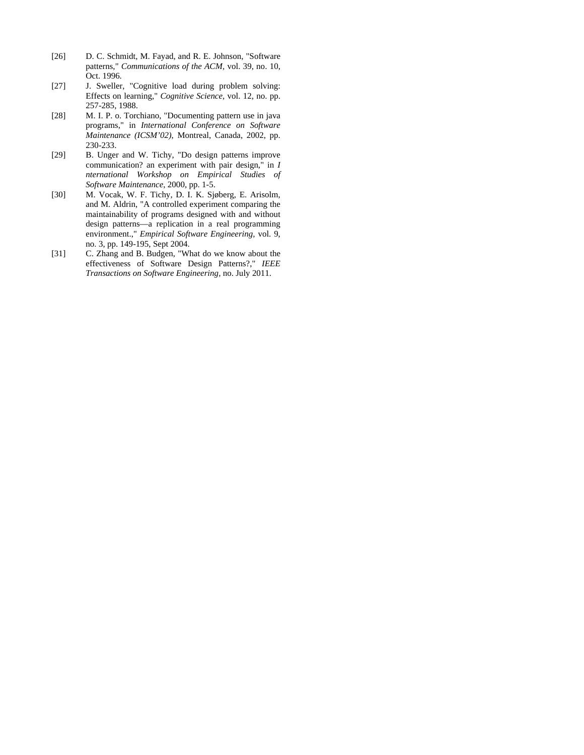[26] D. C. Schmidt, M. Fayad, and R. E. Johnson, "Software patterns," *Communications of the ACM*, vol. 39, no. 10, Oct. 1996.

[27] J. Sweller, "Cognitive load during problem solving: Effects on learning," *Cognitive Science*, vol. 12, no. pp. 257-285, 1988.

[28] M. I. P. o. Torchiano, "Documenting pattern use in java programs," in *International Conference on Software Maintenance (ICSM'02)*, Montreal, Canada, 2002, pp. 230-233.

[29] B. Unger and W. Tichy, "Do design patterns improve communication? an experiment with pair design," in *I nternational Workshop on Empirical Studies of Software Maintenance*, 2000, pp. 1-5.

[30] M. Vocak, W. F. Tichy, D. I. K. Sjøberg, E. Arisolm, and M. Aldrin, "A controlled experiment comparing the maintainability of programs designed with and without design patterns—a replication in a real programming environment.," *Empirical Software Engineering*, vol. 9, no. 3, pp. 149-195, Sept 2004.

[31] C. Zhang and B. Budgen, "What do we know about the effectiveness of Software Design Patterns?," *IEEE Transactions on Software Engineering*, no. July 2011.